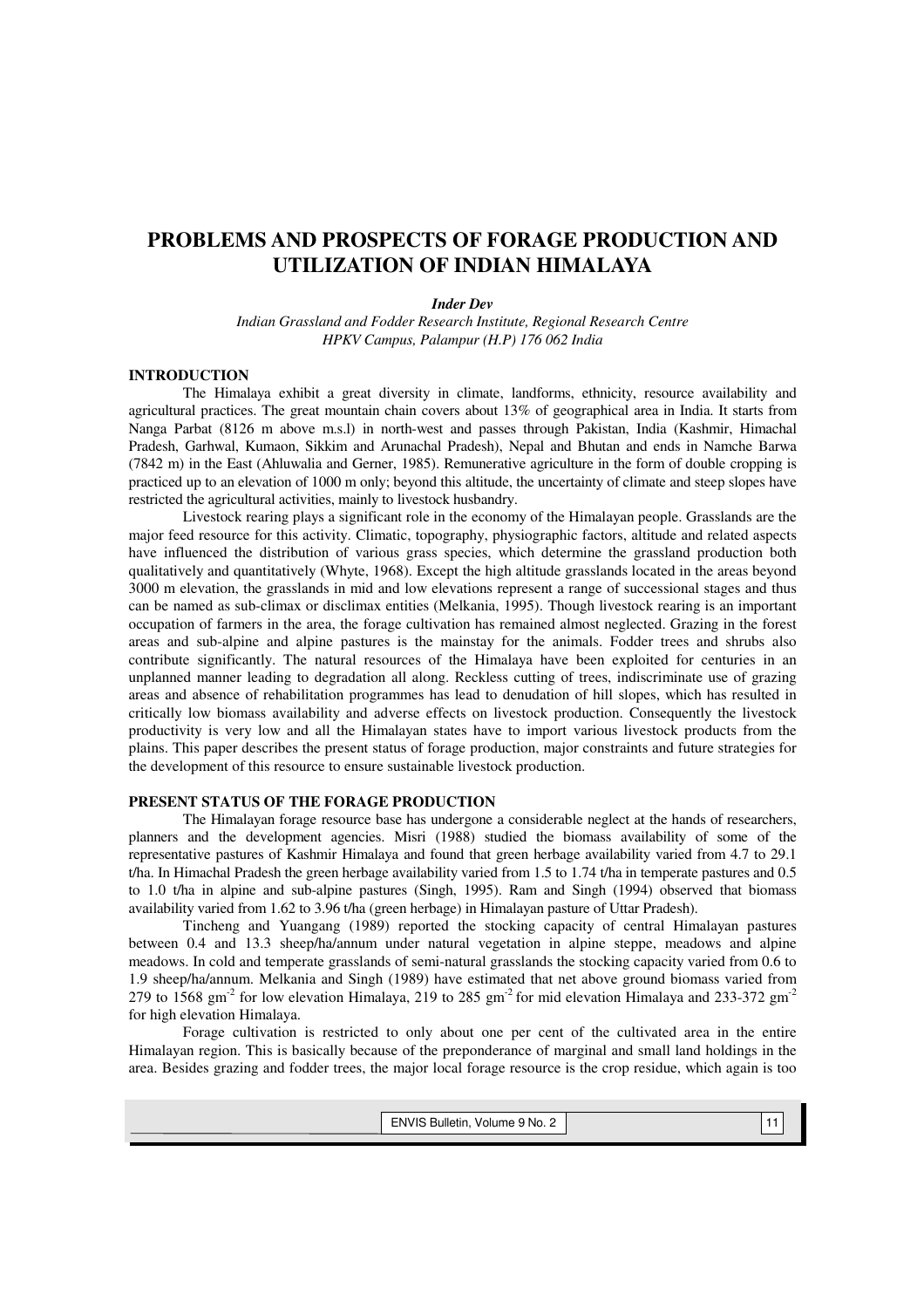# PROBLEMS AND PROSPECTS OF FORAGE PRODUCTION AND UTILIZATION OF INDIAN HIMALAYA

***Inder Dev***

*Indian Grassland and Fodder Research Institute, Regional Research Centre*
*HPKV Campus, Palampur (H.P) 176 062 India*

## INTRODUCTION

The Himalaya exhibit a great diversity in climate, landforms, ethnicity, resource availability and agricultural practices. The great mountain chain covers about 13% of geographical area in India. It starts from Nanga Parbat (8126 m above m.s.l) in north-west and passes through Pakistan, India (Kashmir, Himachal Pradesh, Garhwal, Kumaon, Sikkim and Arunachal Pradesh), Nepal and Bhutan and ends in Namche Barwa (7842 m) in the East (Ahluwalia and Gerner, 1985). Remunerative agriculture in the form of double cropping is practiced up to an elevation of 1000 m only; beyond this altitude, the uncertainty of climate and steep slopes have restricted the agricultural activities, mainly to livestock husbandry.

Livestock rearing plays a significant role in the economy of the Himalayan people. Grasslands are the major feed resource for this activity. Climatic, topography, physiographic factors, altitude and related aspects have influenced the distribution of various grass species, which determine the grassland production both qualitatively and quantitatively (Whyte, 1968). Except the high altitude grasslands located in the areas beyond 3000 m elevation, the grasslands in mid and low elevations represent a range of successional stages and thus can be named as sub-climax or disclimax entities (Melkania, 1995). Though livestock rearing is an important occupation of farmers in the area, the forage cultivation has remained almost neglected. Grazing in the forest areas and sub-alpine and alpine pastures is the mainstay for the animals. Fodder trees and shrubs also contribute significantly. The natural resources of the Himalaya have been exploited for centuries in an unplanned manner leading to degradation all along. Reckless cutting of trees, indiscriminate use of grazing areas and absence of rehabilitation programmes has lead to denudation of hill slopes, which has resulted in critically low biomass availability and adverse effects on livestock production. Consequently the livestock productivity is very low and all the Himalayan states have to import various livestock products from the plains. This paper describes the present status of forage production, major constraints and future strategies for the development of this resource to ensure sustainable livestock production.

## PRESENT STATUS OF THE FORAGE PRODUCTION

The Himalayan forage resource base has undergone a considerable neglect at the hands of researchers, planners and the development agencies. Misri (1988) studied the biomass availability of some of the representative pastures of Kashmir Himalaya and found that green herbage availability varied from 4.7 to 29.1 t/ha. In Himachal Pradesh the green herbage availability varied from 1.5 to 1.74 t/ha in temperate pastures and 0.5 to 1.0 t/ha in alpine and sub-alpine pastures (Singh, 1995). Ram and Singh (1994) observed that biomass availability varied from 1.62 to 3.96 t/ha (green herbage) in Himalayan pasture of Uttar Pradesh).

Tincheng and Yuangang (1989) reported the stocking capacity of central Himalayan pastures between 0.4 and 13.3 sheep/ha/annum under natural vegetation in alpine steppe, meadows and alpine meadows. In cold and temperate grasslands of semi-natural grasslands the stocking capacity varied from 0.6 to 1.9 sheep/ha/annum. Melkania and Singh (1989) have estimated that net above ground biomass varied from 279 to 1568 $gm^{-2}$ for low elevation Himalaya, 219 to 285 $gm^{-2}$ for mid elevation Himalaya and 233-372 $gm^{-2}$ for high elevation Himalaya.

Forage cultivation is restricted to only about one per cent of the cultivated area in the entire Himalayan region. This is basically because of the preponderance of marginal and small land holdings in the area. Besides grazing and fodder trees, the major local forage resource is the crop residue, which again is too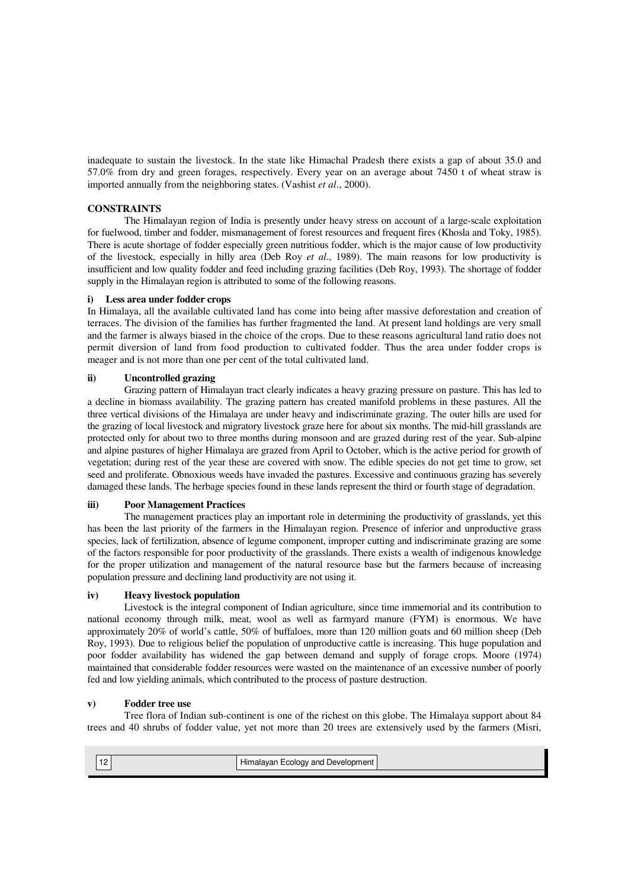inadequate to sustain the livestock. In the state like Himachal Pradesh there exists a gap of about 35.0 and 57.0% from dry and green forages, respectively. Every year on an average about 7450 t of wheat straw is imported annually from the neighboring states. (Vashist *et al*., 2000).

## CONSTRAINTS

The Himalayan region of India is presently under heavy stress on account of a large-scale exploitation for fuelwood, timber and fodder, mismanagement of forest resources and frequent fires (Khosla and Toky, 1985). There is acute shortage of fodder especially green nutritious fodder, which is the major cause of low productivity of the livestock, especially in hilly area (Deb Roy *et al*., 1989). The main reasons for low productivity is insufficient and low quality fodder and feed including grazing facilities (Deb Roy, 1993). The shortage of fodder supply in the Himalayan region is attributed to some of the following reasons.

### i) Less area under fodder crops

In Himalaya, all the available cultivated land has come into being after massive deforestation and creation of terraces. The division of the families has further fragmented the land. At present land holdings are very small and the farmer is always biased in the choice of the crops. Due to these reasons agricultural land ratio does not permit diversion of land from food production to cultivated fodder. Thus the area under fodder crops is meager and is not more than one per cent of the total cultivated land.

### ii) Uncontrolled grazing

Grazing pattern of Himalayan tract clearly indicates a heavy grazing pressure on pasture. This has led to a decline in biomass availability. The grazing pattern has created manifold problems in these pastures. All the three vertical divisions of the Himalaya are under heavy and indiscriminate grazing. The outer hills are used for the grazing of local livestock and migratory livestock graze here for about six months. The mid-hill grasslands are protected only for about two to three months during monsoon and are grazed during rest of the year. Sub-alpine and alpine pastures of higher Himalaya are grazed from April to October, which is the active period for growth of vegetation; during rest of the year these are covered with snow. The edible species do not get time to grow, set seed and proliferate. Obnoxious weeds have invaded the pastures. Excessive and continuous grazing has severely damaged these lands. The herbage species found in these lands represent the third or fourth stage of degradation.

### iii) Poor Management Practices

The management practices play an important role in determining the productivity of grasslands, yet this has been the last priority of the farmers in the Himalayan region. Presence of inferior and unproductive grass species, lack of fertilization, absence of legume component, improper cutting and indiscriminate grazing are some of the factors responsible for poor productivity of the grasslands. There exists a wealth of indigenous knowledge for the proper utilization and management of the natural resource base but the farmers because of increasing population pressure and declining land productivity are not using it.

### iv) Heavy livestock population

Livestock is the integral component of Indian agriculture, since time immemorial and its contribution to national economy through milk, meat, wool as well as farmyard manure (FYM) is enormous. We have approximately 20% of world's cattle, 50% of buffaloes, more than 120 million goats and 60 million sheep (Deb Roy, 1993). Due to religious belief the population of unproductive cattle is increasing. This huge population and poor fodder availability has widened the gap between demand and supply of forage crops. Moore (1974) maintained that considerable fodder resources were wasted on the maintenance of an excessive number of poorly fed and low yielding animals, which contributed to the process of pasture destruction.

### v) Fodder tree use

Tree flora of Indian sub-continent is one of the richest on this globe. The Himalaya support about 84 trees and 40 shrubs of fodder value, yet not more than 20 trees are extensively used by the farmers (Misri,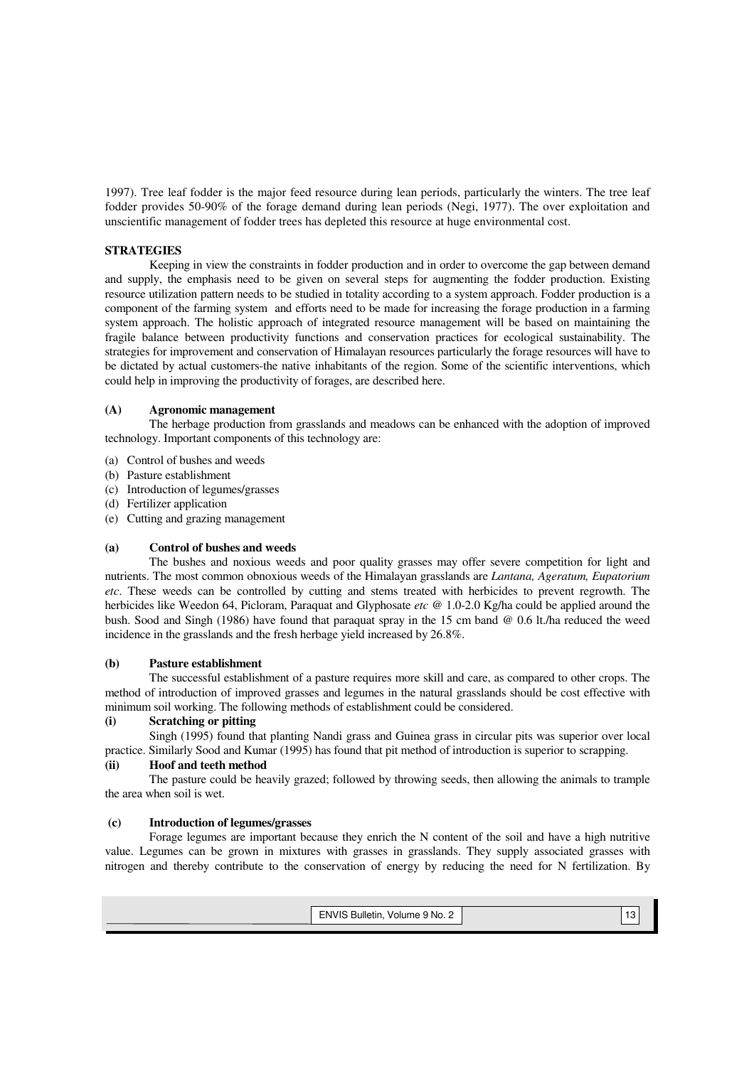1997). Tree leaf fodder is the major feed resource during lean periods, particularly the winters. The tree leaf fodder provides 50-90% of the forage demand during lean periods (Negi, 1977). The over exploitation and unscientific management of fodder trees has depleted this resource at huge environmental cost.

## STRATEGIES

Keeping in view the constraints in fodder production and in order to overcome the gap between demand and supply, the emphasis need to be given on several steps for augmenting the fodder production. Existing resource utilization pattern needs to be studied in totality according to a system approach. Fodder production is a component of the farming system and efforts need to be made for increasing the forage production in a farming system approach. The holistic approach of integrated resource management will be based on maintaining the fragile balance between productivity functions and conservation practices for ecological sustainability. The strategies for improvement and conservation of Himalayan resources particularly the forage resources will have to be dictated by actual customers-the native inhabitants of the region. Some of the scientific interventions, which could help in improving the productivity of forages, are described here.

### (A) Agronomic management

The herbage production from grasslands and meadows can be enhanced with the adoption of improved technology. Important components of this technology are:

(a) Control of bushes and weeds
(b) Pasture establishment
(c) Introduction of legumes/grasses
(d) Fertilizer application
(e) Cutting and grazing management

#### (a) Control of bushes and weeds

The bushes and noxious weeds and poor quality grasses may offer severe competition for light and nutrients. The most common obnoxious weeds of the Himalayan grasslands are *Lantana, Ageratum, Eupatorium etc*. These weeds can be controlled by cutting and stems treated with herbicides to prevent regrowth. The herbicides like Weedon 64, Picloram, Paraquat and Glyphosate *etc* @ 1.0-2.0 Kg/ha could be applied around the bush. Sood and Singh (1986) have found that paraquat spray in the 15 cm band @ 0.6 lt./ha reduced the weed incidence in the grasslands and the fresh herbage yield increased by 26.8%.

#### (b) Pasture establishment

The successful establishment of a pasture requires more skill and care, as compared to other crops. The method of introduction of improved grasses and legumes in the natural grasslands should be cost effective with minimum soil working. The following methods of establishment could be considered.

**(i) Scratching or pitting**

Singh (1995) found that planting Nandi grass and Guinea grass in circular pits was superior over local practice. Similarly Sood and Kumar (1995) has found that pit method of introduction is superior to scrapping.

**(ii) Hoof and teeth method**

The pasture could be heavily grazed; followed by throwing seeds, then allowing the animals to trample the area when soil is wet.

#### (c) Introduction of legumes/grasses

Forage legumes are important because they enrich the N content of the soil and have a high nutritive value. Legumes can be grown in mixtures with grasses in grasslands. They supply associated grasses with nitrogen and thereby contribute to the conservation of energy by reducing the need for N fertilization. By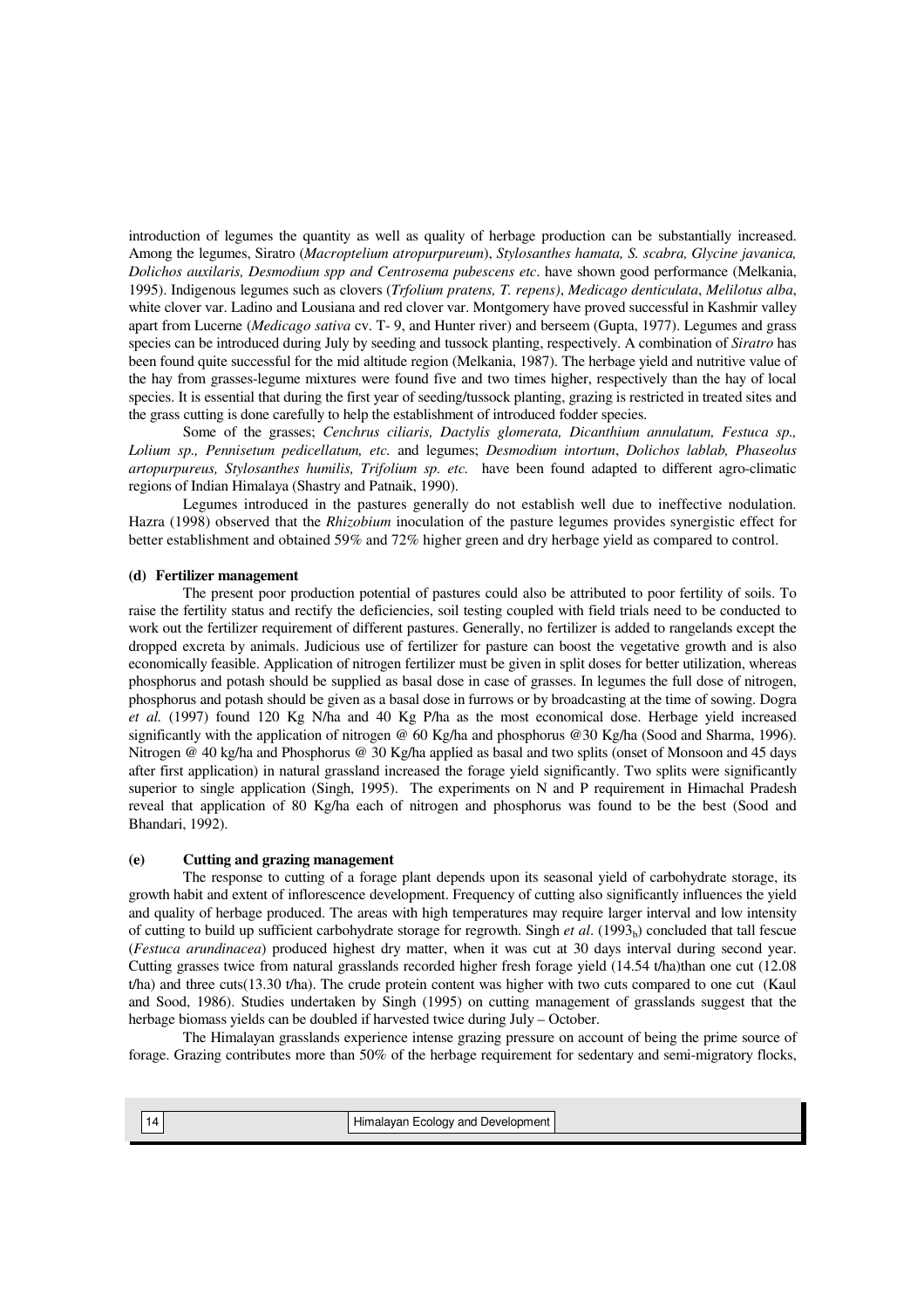introduction of legumes the quantity as well as quality of herbage production can be substantially increased. Among the legumes, Siratro (*Macroptelium atropurpureum*), *Stylosanthes hamata, S. scabra, Glycine javanica, Dolichos auxilaris, Desmodium spp and Centrosema pubescens etc*. have shown good performance (Melkania, 1995). Indigenous legumes such as clovers (*Trfolium pratens, T. repens)*, *Medicago denticulata*, *Melilotus alba*, white clover var. Ladino and Lousiana and red clover var. Montgomery have proved successful in Kashmir valley apart from Lucerne (*Medicago sativa* cv. T- 9, and Hunter river) and berseem (Gupta, 1977). Legumes and grass species can be introduced during July by seeding and tussock planting, respectively. A combination of *Siratro* has been found quite successful for the mid altitude region (Melkania, 1987). The herbage yield and nutritive value of the hay from grasses-legume mixtures were found five and two times higher, respectively than the hay of local species. It is essential that during the first year of seeding/tussock planting, grazing is restricted in treated sites and the grass cutting is done carefully to help the establishment of introduced fodder species.

Some of the grasses; *Cenchrus ciliaris, Dactylis glomerata, Dicanthium annulatum, Festuca sp., Lolium sp., Pennisetum pedicellatum, etc.* and legumes; *Desmodium intortum*, *Dolichos lablab, Phaseolus artopurpureus, Stylosanthes humilis, Trifolium sp. etc.* have been found adapted to different agro-climatic regions of Indian Himalaya (Shastry and Patnaik, 1990).

Legumes introduced in the pastures generally do not establish well due to ineffective nodulation. Hazra (1998) observed that the *Rhizobium* inoculation of the pasture legumes provides synergistic effect for better establishment and obtained 59% and 72% higher green and dry herbage yield as compared to control.

#### (d) Fertilizer management

The present poor production potential of pastures could also be attributed to poor fertility of soils. To raise the fertility status and rectify the deficiencies, soil testing coupled with field trials need to be conducted to work out the fertilizer requirement of different pastures. Generally, no fertilizer is added to rangelands except the dropped excreta by animals. Judicious use of fertilizer for pasture can boost the vegetative growth and is also economically feasible. Application of nitrogen fertilizer must be given in split doses for better utilization, whereas phosphorus and potash should be supplied as basal dose in case of grasses. In legumes the full dose of nitrogen, phosphorus and potash should be given as a basal dose in furrows or by broadcasting at the time of sowing. Dogra *et al.* (1997) found 120 Kg N/ha and 40 Kg P/ha as the most economical dose. Herbage yield increased significantly with the application of nitrogen @ 60 Kg/ha and phosphorus @30 Kg/ha (Sood and Sharma, 1996). Nitrogen @ 40 kg/ha and Phosphorus @ 30 Kg/ha applied as basal and two splits (onset of Monsoon and 45 days after first application) in natural grassland increased the forage yield significantly. Two splits were significantly superior to single application (Singh, 1995). The experiments on N and P requirement in Himachal Pradesh reveal that application of 80 Kg/ha each of nitrogen and phosphorus was found to be the best (Sood and Bhandari, 1992).

#### (e) Cutting and grazing management

The response to cutting of a forage plant depends upon its seasonal yield of carbohydrate storage, its growth habit and extent of inflorescence development. Frequency of cutting also significantly influences the yield and quality of herbage produced. The areas with high temperatures may require larger interval and low intensity of cutting to build up sufficient carbohydrate storage for regrowth. Singh *et al*. ($1993_b$) concluded that tall fescue (*Festuca arundinacea*) produced highest dry matter, when it was cut at 30 days interval during second year. Cutting grasses twice from natural grasslands recorded higher fresh forage yield (14.54 t/ha)than one cut (12.08 t/ha) and three cuts(13.30 t/ha). The crude protein content was higher with two cuts compared to one cut (Kaul and Sood, 1986). Studies undertaken by Singh (1995) on cutting management of grasslands suggest that the herbage biomass yields can be doubled if harvested twice during July – October.

The Himalayan grasslands experience intense grazing pressure on account of being the prime source of forage. Grazing contributes more than 50% of the herbage requirement for sedentary and semi-migratory flocks,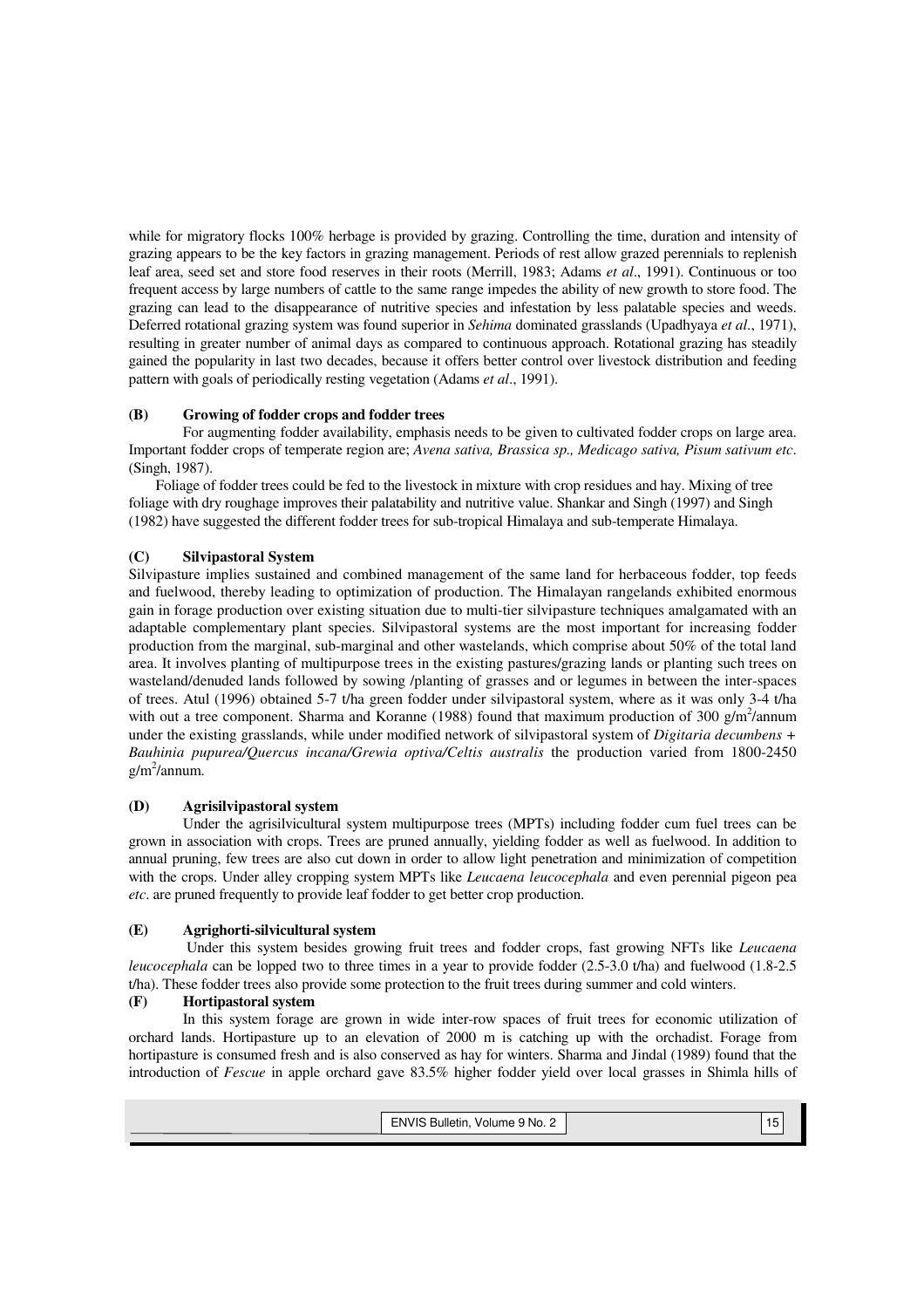while for migratory flocks 100% herbage is provided by grazing. Controlling the time, duration and intensity of grazing appears to be the key factors in grazing management. Periods of rest allow grazed perennials to replenish leaf area, seed set and store food reserves in their roots (Merrill, 1983; Adams *et al*., 1991). Continuous or too frequent access by large numbers of cattle to the same range impedes the ability of new growth to store food. The grazing can lead to the disappearance of nutritive species and infestation by less palatable species and weeds. Deferred rotational grazing system was found superior in *Sehima* dominated grasslands (Upadhyaya *et al*., 1971), resulting in greater number of animal days as compared to continuous approach. Rotational grazing has steadily gained the popularity in last two decades, because it offers better control over livestock distribution and feeding pattern with goals of periodically resting vegetation (Adams *et al*., 1991).

### (B) Growing of fodder crops and fodder trees

For augmenting fodder availability, emphasis needs to be given to cultivated fodder crops on large area. Important fodder crops of temperate region are; *Avena sativa, Brassica sp., Medicago sativa, Pisum sativum etc*. (Singh, 1987).

Foliage of fodder trees could be fed to the livestock in mixture with crop residues and hay. Mixing of tree foliage with dry roughage improves their palatability and nutritive value. Shankar and Singh (1997) and Singh (1982) have suggested the different fodder trees for sub-tropical Himalaya and sub-temperate Himalaya.

### (C) Silvipastoral System

Silvipasture implies sustained and combined management of the same land for herbaceous fodder, top feeds and fuelwood, thereby leading to optimization of production. The Himalayan rangelands exhibited enormous gain in forage production over existing situation due to multi-tier silvipasture techniques amalgamated with an adaptable complementary plant species. Silvipastoral systems are the most important for increasing fodder production from the marginal, sub-marginal and other wastelands, which comprise about 50% of the total land area. It involves planting of multipurpose trees in the existing pastures/grazing lands or planting such trees on wasteland/denuded lands followed by sowing /planting of grasses and or legumes in between the inter-spaces of trees. Atul (1996) obtained 5-7 t/ha green fodder under silvipastoral system, where as it was only 3-4 t/ha with out a tree component. Sharma and Koranne (1988) found that maximum production of 300 g/m$^2$/annum under the existing grasslands, while under modified network of silvipastoral system of *Digitaria decumbens + Bauhinia pupurea/Quercus incana/Grewia optiva/Celtis australis* the production varied from 1800-2450 g/m$^2$/annum.

### (D) Agrisilvipastoral system

Under the agrisilvicultural system multipurpose trees (MPTs) including fodder cum fuel trees can be grown in association with crops. Trees are pruned annually, yielding fodder as well as fuelwood. In addition to annual pruning, few trees are also cut down in order to allow light penetration and minimization of competition with the crops. Under alley cropping system MPTs like *Leucaena leucocephala* and even perennial pigeon pea *etc*. are pruned frequently to provide leaf fodder to get better crop production.

### (E) Agrighorti-silvicultural system

Under this system besides growing fruit trees and fodder crops, fast growing NFTs like *Leucaena leucocephala* can be lopped two to three times in a year to provide fodder (2.5-3.0 t/ha) and fuelwood (1.8-2.5 t/ha). These fodder trees also provide some protection to the fruit trees during summer and cold winters.

### (F) Hortipastoral system

In this system forage are grown in wide inter-row spaces of fruit trees for economic utilization of orchard lands. Hortipasture up to an elevation of 2000 m is catching up with the orchadist. Forage from hortipasture is consumed fresh and is also conserved as hay for winters. Sharma and Jindal (1989) found that the introduction of *Fescue* in apple orchard gave 83.5% higher fodder yield over local grasses in Shimla hills of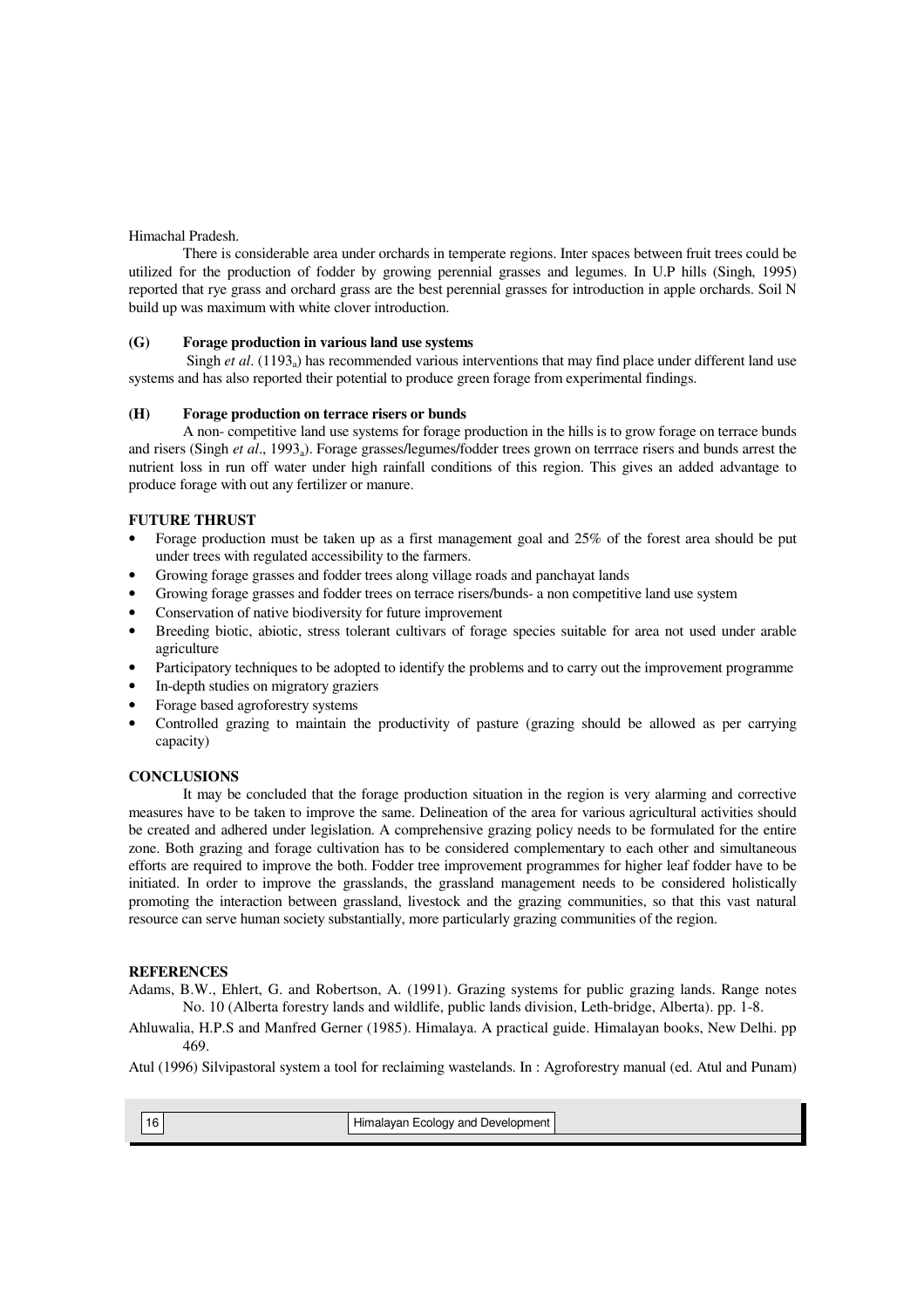Himachal Pradesh.

There is considerable area under orchards in temperate regions. Inter spaces between fruit trees could be utilized for the production of fodder by growing perennial grasses and legumes. In U.P hills (Singh, 1995) reported that rye grass and orchard grass are the best perennial grasses for introduction in apple orchards. Soil N build up was maximum with white clover introduction.

### (G) Forage production in various land use systems

Singh *et al*. ($1193_a$) has recommended various interventions that may find place under different land use systems and has also reported their potential to produce green forage from experimental findings.

### (H) Forage production on terrace risers or bunds

A non- competitive land use systems for forage production in the hills is to grow forage on terrace bunds and risers (Singh *et al*., $1993_a$). Forage grasses/legumes/fodder trees grown on terrrace risers and bunds arrest the nutrient loss in run off water under high rainfall conditions of this region. This gives an added advantage to produce forage with out any fertilizer or manure.

## FUTURE THRUST

- Forage production must be taken up as a first management goal and 25% of the forest area should be put under trees with regulated accessibility to the farmers.
- Growing forage grasses and fodder trees along village roads and panchayat lands
- Growing forage grasses and fodder trees on terrace risers/bunds- a non competitive land use system
- Conservation of native biodiversity for future improvement
- Breeding biotic, abiotic, stress tolerant cultivars of forage species suitable for area not used under arable agriculture
- Participatory techniques to be adopted to identify the problems and to carry out the improvement programme
- In-depth studies on migratory graziers
- Forage based agroforestry systems
- Controlled grazing to maintain the productivity of pasture (grazing should be allowed as per carrying capacity)

## CONCLUSIONS

It may be concluded that the forage production situation in the region is very alarming and corrective measures have to be taken to improve the same. Delineation of the area for various agricultural activities should be created and adhered under legislation. A comprehensive grazing policy needs to be formulated for the entire zone. Both grazing and forage cultivation has to be considered complementary to each other and simultaneous efforts are required to improve the both. Fodder tree improvement programmes for higher leaf fodder have to be initiated. In order to improve the grasslands, the grassland management needs to be considered holistically promoting the interaction between grassland, livestock and the grazing communities, so that this vast natural resource can serve human society substantially, more particularly grazing communities of the region.

## REFERENCES

Adams, B.W., Ehlert, G. and Robertson, A. (1991). Grazing systems for public grazing lands. Range notes No. 10 (Alberta forestry lands and wildlife, public lands division, Leth-bridge, Alberta). pp. 1-8.

Ahluwalia, H.P.S and Manfred Gerner (1985). Himalaya. A practical guide. Himalayan books, New Delhi. pp 469.

Atul (1996) Silvipastoral system a tool for reclaiming wastelands. In : Agroforestry manual (ed. Atul and Punam)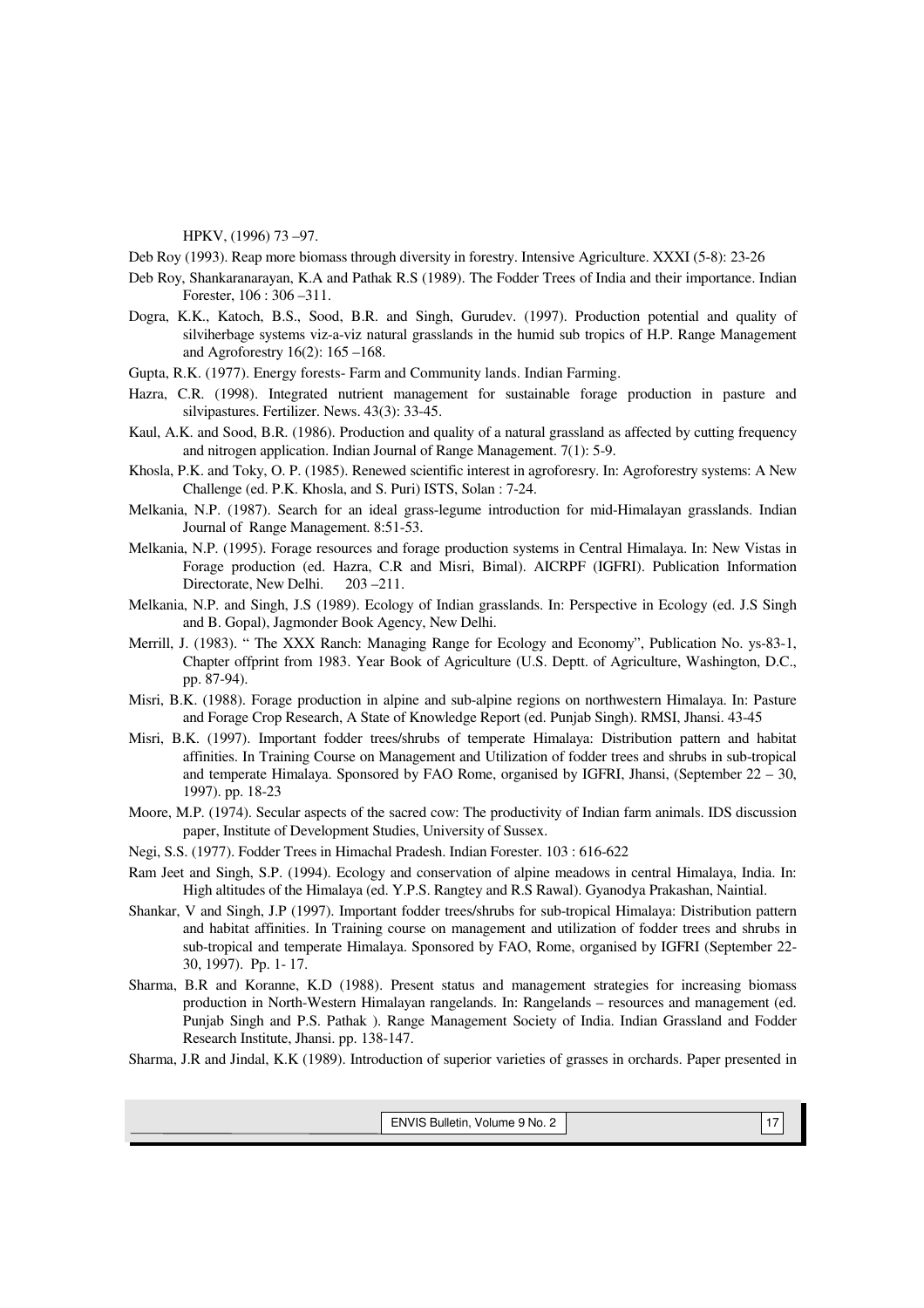HPKV, (1996) 73 –97.

Deb Roy (1993). Reap more biomass through diversity in forestry. Intensive Agriculture. XXXI (5-8): 23-26

Deb Roy, Shankaranarayan, K.A and Pathak R.S (1989). The Fodder Trees of India and their importance. Indian Forester, 106 : 306 –311.

Dogra, K.K., Katoch, B.S., Sood, B.R. and Singh, Gurudev. (1997). Production potential and quality of silviherbage systems viz-a-viz natural grasslands in the humid sub tropics of H.P. Range Management and Agroforestry 16(2): 165 –168.

Gupta, R.K. (1977). Energy forests- Farm and Community lands. Indian Farming.

Hazra, C.R. (1998). Integrated nutrient management for sustainable forage production in pasture and silvipastures. Fertilizer. News. 43(3): 33-45.

Kaul, A.K. and Sood, B.R. (1986). Production and quality of a natural grassland as affected by cutting frequency and nitrogen application. Indian Journal of Range Management. 7(1): 5-9.

Khosla, P.K. and Toky, O. P. (1985). Renewed scientific interest in agroforesry. In: Agroforestry systems: A New Challenge (ed. P.K. Khosla, and S. Puri) ISTS, Solan : 7-24.

Melkania, N.P. (1987). Search for an ideal grass-legume introduction for mid-Himalayan grasslands. Indian Journal of Range Management. 8:51-53.

Melkania, N.P. (1995). Forage resources and forage production systems in Central Himalaya. In: New Vistas in Forage production (ed. Hazra, C.R and Misri, Bimal). AICRPF (IGFRI). Publication Information Directorate, New Delhi. 203 –211.

Melkania, N.P. and Singh, J.S (1989). Ecology of Indian grasslands. In: Perspective in Ecology (ed. J.S Singh and B. Gopal), Jagmonder Book Agency, New Delhi.

Merrill, J. (1983). " The XXX Ranch: Managing Range for Ecology and Economy", Publication No. ys-83-1, Chapter offprint from 1983. Year Book of Agriculture (U.S. Deptt. of Agriculture, Washington, D.C., pp. 87-94).

Misri, B.K. (1988). Forage production in alpine and sub-alpine regions on northwestern Himalaya. In: Pasture and Forage Crop Research, A State of Knowledge Report (ed. Punjab Singh). RMSI, Jhansi. 43-45

Misri, B.K. (1997). Important fodder trees/shrubs of temperate Himalaya: Distribution pattern and habitat affinities. In Training Course on Management and Utilization of fodder trees and shrubs in sub-tropical and temperate Himalaya. Sponsored by FAO Rome, organised by IGFRI, Jhansi, (September 22 – 30, 1997). pp. 18-23

Moore, M.P. (1974). Secular aspects of the sacred cow: The productivity of Indian farm animals. IDS discussion paper, Institute of Development Studies, University of Sussex.

Negi, S.S. (1977). Fodder Trees in Himachal Pradesh. Indian Forester. 103 : 616-622

Ram Jeet and Singh, S.P. (1994). Ecology and conservation of alpine meadows in central Himalaya, India. In: High altitudes of the Himalaya (ed. Y.P.S. Rangtey and R.S Rawal). Gyanodya Prakashan, Naintial.

Shankar, V and Singh, J.P (1997). Important fodder trees/shrubs for sub-tropical Himalaya: Distribution pattern and habitat affinities. In Training course on management and utilization of fodder trees and shrubs in sub-tropical and temperate Himalaya. Sponsored by FAO, Rome, organised by IGFRI (September 22-30, 1997). Pp. 1- 17.

Sharma, B.R and Koranne, K.D (1988). Present status and management strategies for increasing biomass production in North-Western Himalayan rangelands. In: Rangelands – resources and management (ed. Punjab Singh and P.S. Pathak ). Range Management Society of India. Indian Grassland and Fodder Research Institute, Jhansi. pp. 138-147.

Sharma, J.R and Jindal, K.K (1989). Introduction of superior varieties of grasses in orchards. Paper presented in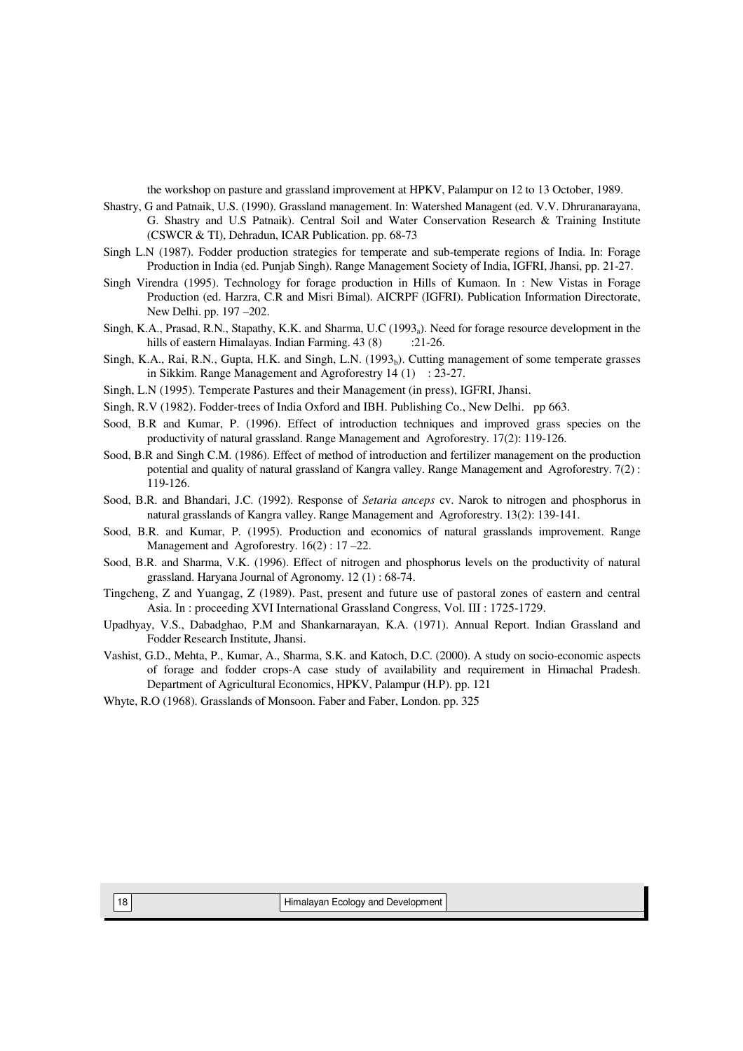the workshop on pasture and grassland improvement at HPKV, Palampur on 12 to 13 October, 1989.

Shastry, G and Patnaik, U.S. (1990). Grassland management. In: Watershed Managent (ed. V.V. Dhruranarayana, G. Shastry and U.S Patnaik). Central Soil and Water Conservation Research & Training Institute (CSWCR & TI), Dehradun, ICAR Publication. pp. 68-73

Singh L.N (1987). Fodder production strategies for temperate and sub-temperate regions of India. In: Forage Production in India (ed. Punjab Singh). Range Management Society of India, IGFRI, Jhansi, pp. 21-27.

Singh Virendra (1995). Technology for forage production in Hills of Kumaon. In : New Vistas in Forage Production (ed. Harzra, C.R and Misri Bimal). AICRPF (IGFRI). Publication Information Directorate, New Delhi. pp. 197 –202.

Singh, K.A., Prasad, R.N., Stapathy, K.K. and Sharma, U.C ($1993_a$). Need for forage resource development in the hills of eastern Himalayas. Indian Farming. 43 (8) :21-26.

Singh, K.A., Rai, R.N., Gupta, H.K. and Singh, L.N. ($1993_b$). Cutting management of some temperate grasses in Sikkim. Range Management and Agroforestry 14 (1) : 23-27.

Singh, L.N (1995). Temperate Pastures and their Management (in press), IGFRI, Jhansi.

Singh, R.V (1982). Fodder-trees of India Oxford and IBH. Publishing Co., New Delhi. pp 663.

Sood, B.R and Kumar, P. (1996). Effect of introduction techniques and improved grass species on the productivity of natural grassland. Range Management and Agroforestry. 17(2): 119-126.

Sood, B.R and Singh C.M. (1986). Effect of method of introduction and fertilizer management on the production potential and quality of natural grassland of Kangra valley. Range Management and Agroforestry. 7(2) : 119-126.

Sood, B.R. and Bhandari, J.C. (1992). Response of *Setaria anceps* cv. Narok to nitrogen and phosphorus in natural grasslands of Kangra valley. Range Management and Agroforestry. 13(2): 139-141.

Sood, B.R. and Kumar, P. (1995). Production and economics of natural grasslands improvement. Range Management and Agroforestry. 16(2) : 17 –22.

Sood, B.R. and Sharma, V.K. (1996). Effect of nitrogen and phosphorus levels on the productivity of natural grassland. Haryana Journal of Agronomy. 12 (1) : 68-74.

Tingcheng, Z and Yuangag, Z (1989). Past, present and future use of pastoral zones of eastern and central Asia. In : proceeding XVI International Grassland Congress, Vol. III : 1725-1729.

Upadhyay, V.S., Dabadghao, P.M and Shankarnarayan, K.A. (1971). Annual Report. Indian Grassland and Fodder Research Institute, Jhansi.

Vashist, G.D., Mehta, P., Kumar, A., Sharma, S.K. and Katoch, D.C. (2000). A study on socio-economic aspects of forage and fodder crops-A case study of availability and requirement in Himachal Pradesh. Department of Agricultural Economics, HPKV, Palampur (H.P). pp. 121

Whyte, R.O (1968). Grasslands of Monsoon. Faber and Faber, London. pp. 325